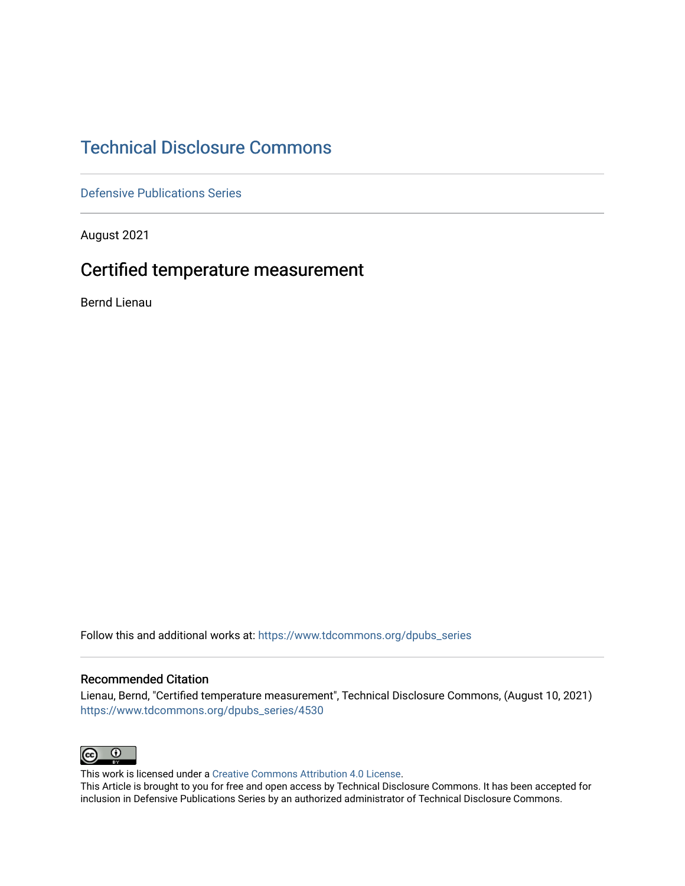# Technical Disclosure Commons

Defensive Publications Series

August 2021

## Certified temperature measurement

Bernd Lienau

Follow this and additional works at: https://www.tdcommons.org/dpubs_series

### Recommended Citation

Lienau, Bernd, "Certified temperature measurement", Technical Disclosure Commons, (August 10, 2021)
https://www.tdcommons.org/dpubs_series/4530

This work is licensed under a Creative Commons Attribution 4.0 License.
This Article is brought to you for free and open access by Technical Disclosure Commons. It has been accepted for inclusion in Defensive Publications Series by an authorized administrator of Technical Disclosure Commons.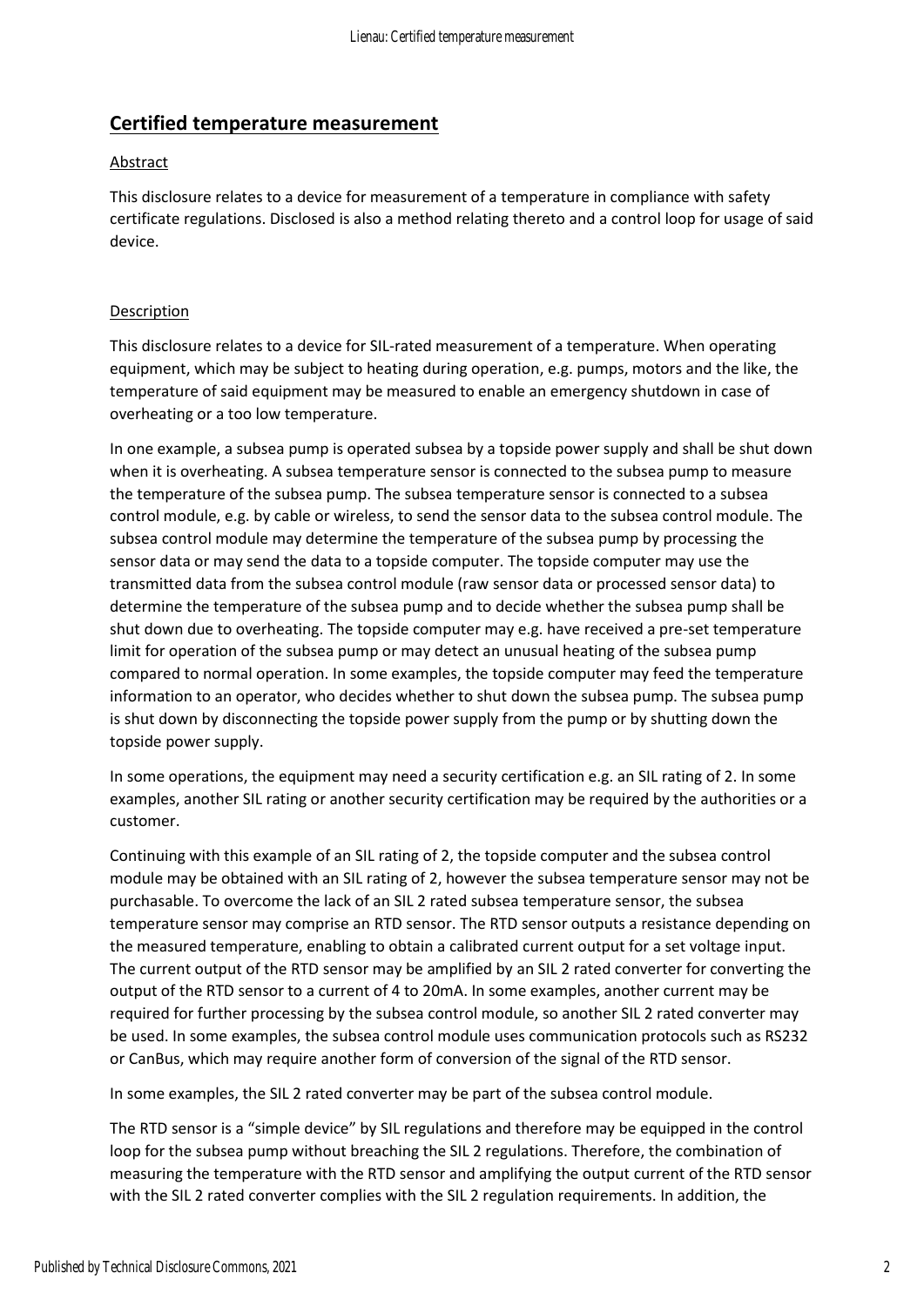## Certified temperature measurement

Abstract

This disclosure relates to a device for measurement of a temperature in compliance with safety certificate regulations. Disclosed is also a method relating thereto and a control loop for usage of said device.

Description

This disclosure relates to a device for SIL-rated measurement of a temperature. When operating equipment, which may be subject to heating during operation, e.g. pumps, motors and the like, the temperature of said equipment may be measured to enable an emergency shutdown in case of overheating or a too low temperature.

In one example, a subsea pump is operated subsea by a topside power supply and shall be shut down when it is overheating. A subsea temperature sensor is connected to the subsea pump to measure the temperature of the subsea pump. The subsea temperature sensor is connected to a subsea control module, e.g. by cable or wireless, to send the sensor data to the subsea control module. The subsea control module may determine the temperature of the subsea pump by processing the sensor data or may send the data to a topside computer. The topside computer may use the transmitted data from the subsea control module (raw sensor data or processed sensor data) to determine the temperature of the subsea pump and to decide whether the subsea pump shall be shut down due to overheating. The topside computer may e.g. have received a pre-set temperature limit for operation of the subsea pump or may detect an unusual heating of the subsea pump compared to normal operation. In some examples, the topside computer may feed the temperature information to an operator, who decides whether to shut down the subsea pump. The subsea pump is shut down by disconnecting the topside power supply from the pump or by shutting down the topside power supply.

In some operations, the equipment may need a security certification e.g. an SIL rating of 2. In some examples, another SIL rating or another security certification may be required by the authorities or a customer.

Continuing with this example of an SIL rating of 2, the topside computer and the subsea control module may be obtained with an SIL rating of 2, however the subsea temperature sensor may not be purchasable. To overcome the lack of an SIL 2 rated subsea temperature sensor, the subsea temperature sensor may comprise an RTD sensor. The RTD sensor outputs a resistance depending on the measured temperature, enabling to obtain a calibrated current output for a set voltage input. The current output of the RTD sensor may be amplified by an SIL 2 rated converter for converting the output of the RTD sensor to a current of 4 to 20mA. In some examples, another current may be required for further processing by the subsea control module, so another SIL 2 rated converter may be used. In some examples, the subsea control module uses communication protocols such as RS232 or CanBus, which may require another form of conversion of the signal of the RTD sensor.

In some examples, the SIL 2 rated converter may be part of the subsea control module.

The RTD sensor is a "simple device" by SIL regulations and therefore may be equipped in the control loop for the subsea pump without breaching the SIL 2 regulations. Therefore, the combination of measuring the temperature with the RTD sensor and amplifying the output current of the RTD sensor with the SIL 2 rated converter complies with the SIL 2 regulation requirements. In addition, the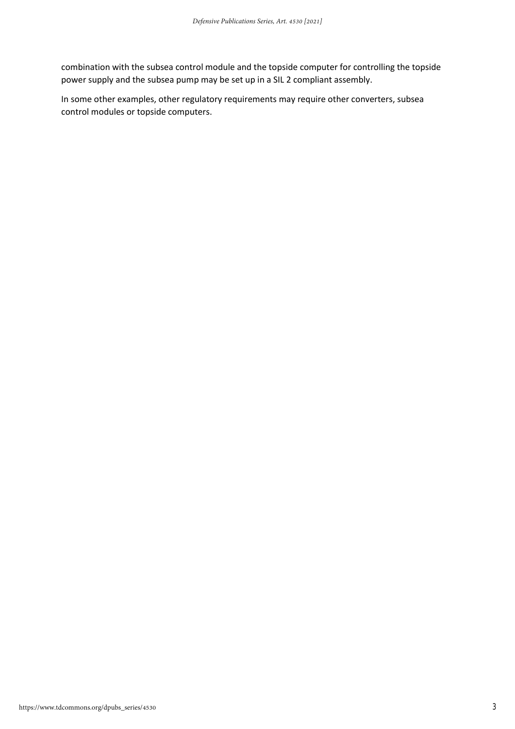combination with the subsea control module and the topside computer for controlling the topside power supply and the subsea pump may be set up in a SIL 2 compliant assembly.

In some other examples, other regulatory requirements may require other converters, subsea control modules or topside computers.